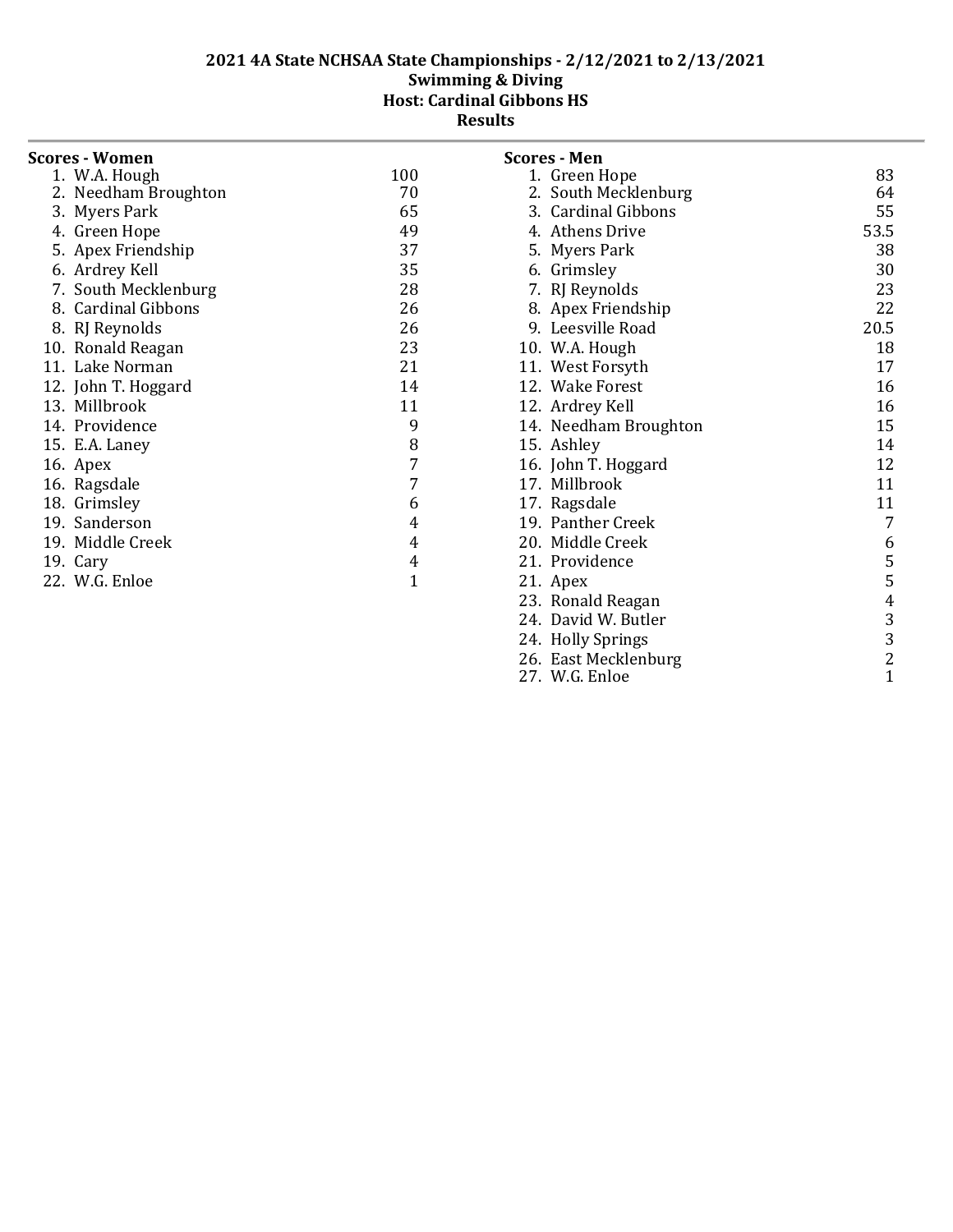# 2021 4A State NCHSAA State Championships - 2/12/2021 to 2/13/2021

## Swimming & Diving

## Host: Cardinal Gibbons HS

## Results

### Scores - Women

| Place | Team | Score |
|---|---|---|
| 1. | W.A. Hough | 100 |
| 2. | Needham Broughton | 70 |
| 3. | Myers Park | 65 |
| 4. | Green Hope | 49 |
| 5. | Apex Friendship | 37 |
| 6. | Ardrey Kell | 35 |
| 7. | South Mecklenburg | 28 |
| 8. | Cardinal Gibbons | 26 |
| 8. | RJ Reynolds | 26 |
| 10. | Ronald Reagan | 23 |
| 11. | Lake Norman | 21 |
| 12. | John T. Hoggard | 14 |
| 13. | Millbrook | 11 |
| 14. | Providence | 9 |
| 15. | E.A. Laney | 8 |
| 16. | Apex | 7 |
| 16. | Ragsdale | 7 |
| 18. | Grimsley | 6 |
| 19. | Sanderson | 4 |
| 19. | Middle Creek | 4 |
| 19. | Cary | 4 |
| 22. | W.G. Enloe | 1 |

### Scores - Men

| Place | Team | Score |
|---|---|---|
| 1. | Green Hope | 83 |
| 2. | South Mecklenburg | 64 |
| 3. | Cardinal Gibbons | 55 |
| 4. | Athens Drive | 53.5 |
| 5. | Myers Park | 38 |
| 6. | Grimsley | 30 |
| 7. | RJ Reynolds | 23 |
| 8. | Apex Friendship | 22 |
| 9. | Leesville Road | 20.5 |
| 10. | W.A. Hough | 18 |
| 11. | West Forsyth | 17 |
| 12. | Wake Forest | 16 |
| 12. | Ardrey Kell | 16 |
| 14. | Needham Broughton | 15 |
| 15. | Ashley | 14 |
| 16. | John T. Hoggard | 12 |
| 17. | Millbrook | 11 |
| 17. | Ragsdale | 11 |
| 19. | Panther Creek | 7 |
| 20. | Middle Creek | 6 |
| 21. | Providence | 5 |
| 21. | Apex | 5 |
| 23. | Ronald Reagan | 4 |
| 24. | David W. Butler | 3 |
| 24. | Holly Springs | 3 |
| 26. | East Mecklenburg | 2 |
| 27. | W.G. Enloe | 1 |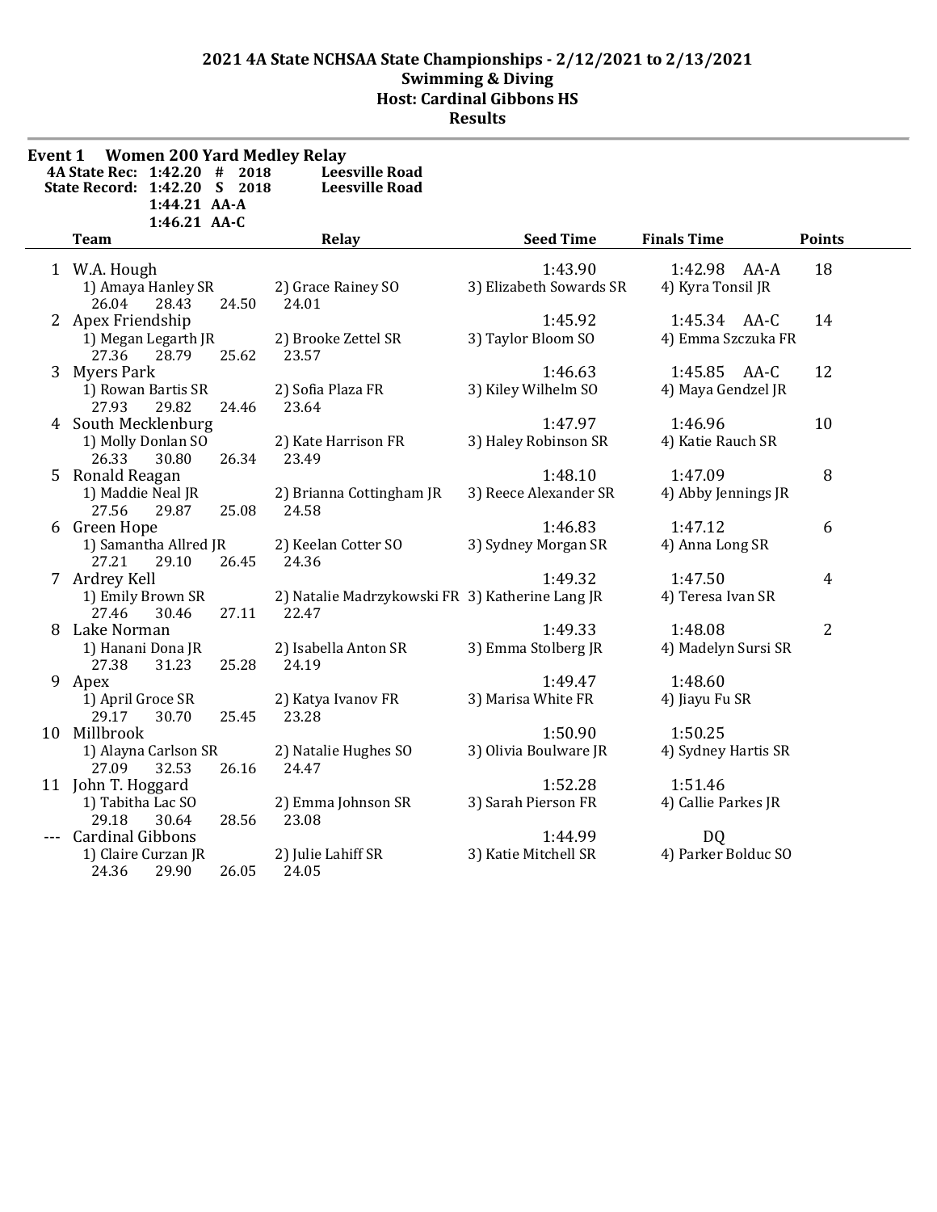## 2021 4A State NCHSAA State Championships - 2/12/2021 to 2/13/2021
## Swimming & Diving
## Host: Cardinal Gibbons HS
## Results

**Event 1 Women 200 Yard Medley Relay**

| | | | |
|---|---|---|---|
| 4A State Rec: | 1:42.20 | # 2018 | Leesville Road |
| State Record: | 1:42.20 | S 2018 | Leesville Road |
| | 1:44.21 | AA-A | |
| | 1:46.21 | AA-C | |

| Place | Team | Relay | Seed Time | Finals Time | Points |
|---|---|---|---|---|---|
| 1 | W.A. Hough | | 1:43.90 | 1:42.98 AA-A | 18 |
| | 1) Amaya Hanley SR | 2) Grace Rainey SO | 3) Elizabeth Sowards SR | 4) Kyra Tonsil JR | |
| | 26.04 28.43 24.50 | 24.01 | | | |
| 2 | Apex Friendship | | 1:45.92 | 1:45.34 AA-C | 14 |
| | 1) Megan Legarth JR | 2) Brooke Zettel SR | 3) Taylor Bloom SO | 4) Emma Szczuka FR | |
| | 27.36 28.79 25.62 | 23.57 | | | |
| 3 | Myers Park | | 1:46.63 | 1:45.85 AA-C | 12 |
| | 1) Rowan Bartis SR | 2) Sofia Plaza FR | 3) Kiley Wilhelm SO | 4) Maya Gendzel JR | |
| | 27.93 29.82 24.46 | 23.64 | | | |
| 4 | South Mecklenburg | | 1:47.97 | 1:46.96 | 10 |
| | 1) Molly Donlan SO | 2) Kate Harrison FR | 3) Haley Robinson SR | 4) Katie Rauch SR | |
| | 26.33 30.80 26.34 | 23.49 | | | |
| 5 | Ronald Reagan | | 1:48.10 | 1:47.09 | 8 |
| | 1) Maddie Neal JR | 2) Brianna Cottingham JR | 3) Reece Alexander SR | 4) Abby Jennings JR | |
| | 27.56 29.87 25.08 | 24.58 | | | |
| 6 | Green Hope | | 1:46.83 | 1:47.12 | 6 |
| | 1) Samantha Allred JR | 2) Keelan Cotter SO | 3) Sydney Morgan SR | 4) Anna Long SR | |
| | 27.21 29.10 26.45 | 24.36 | | | |
| 7 | Ardrey Kell | | 1:49.32 | 1:47.50 | 4 |
| | 1) Emily Brown SR | 2) Natalie Madrzykowski FR | 3) Katherine Lang JR | 4) Teresa Ivan SR | |
| | 27.46 30.46 27.11 | 22.47 | | | |
| 8 | Lake Norman | | 1:49.33 | 1:48.08 | 2 |
| | 1) Hanani Dona JR | 2) Isabella Anton SR | 3) Emma Stolberg JR | 4) Madelyn Sursi SR | |
| | 27.38 31.23 25.28 | 24.19 | | | |
| 9 | Apex | | 1:49.47 | 1:48.60 | |
| | 1) April Groce SR | 2) Katya Ivanov FR | 3) Marisa White FR | 4) Jiayu Fu SR | |
| | 29.17 30.70 25.45 | 23.28 | | | |
| 10 | Millbrook | | 1:50.90 | 1:50.25 | |
| | 1) Alayna Carlson SR | 2) Natalie Hughes SO | 3) Olivia Boulware JR | 4) Sydney Hartis SR | |
| | 27.09 32.53 26.16 | 24.47 | | | |
| 11 | John T. Hoggard | | 1:52.28 | 1:51.46 | |
| | 1) Tabitha Lac SO | 2) Emma Johnson SR | 3) Sarah Pierson FR | 4) Callie Parkes JR | |
| | 29.18 30.64 28.56 | 23.08 | | | |
| --- | Cardinal Gibbons | | 1:44.99 | DQ | |
| | 1) Claire Curzan JR | 2) Julie Lahiff SR | 3) Katie Mitchell SR | 4) Parker Bolduc SO | |
| | 24.36 29.90 26.05 | 24.05 | | | |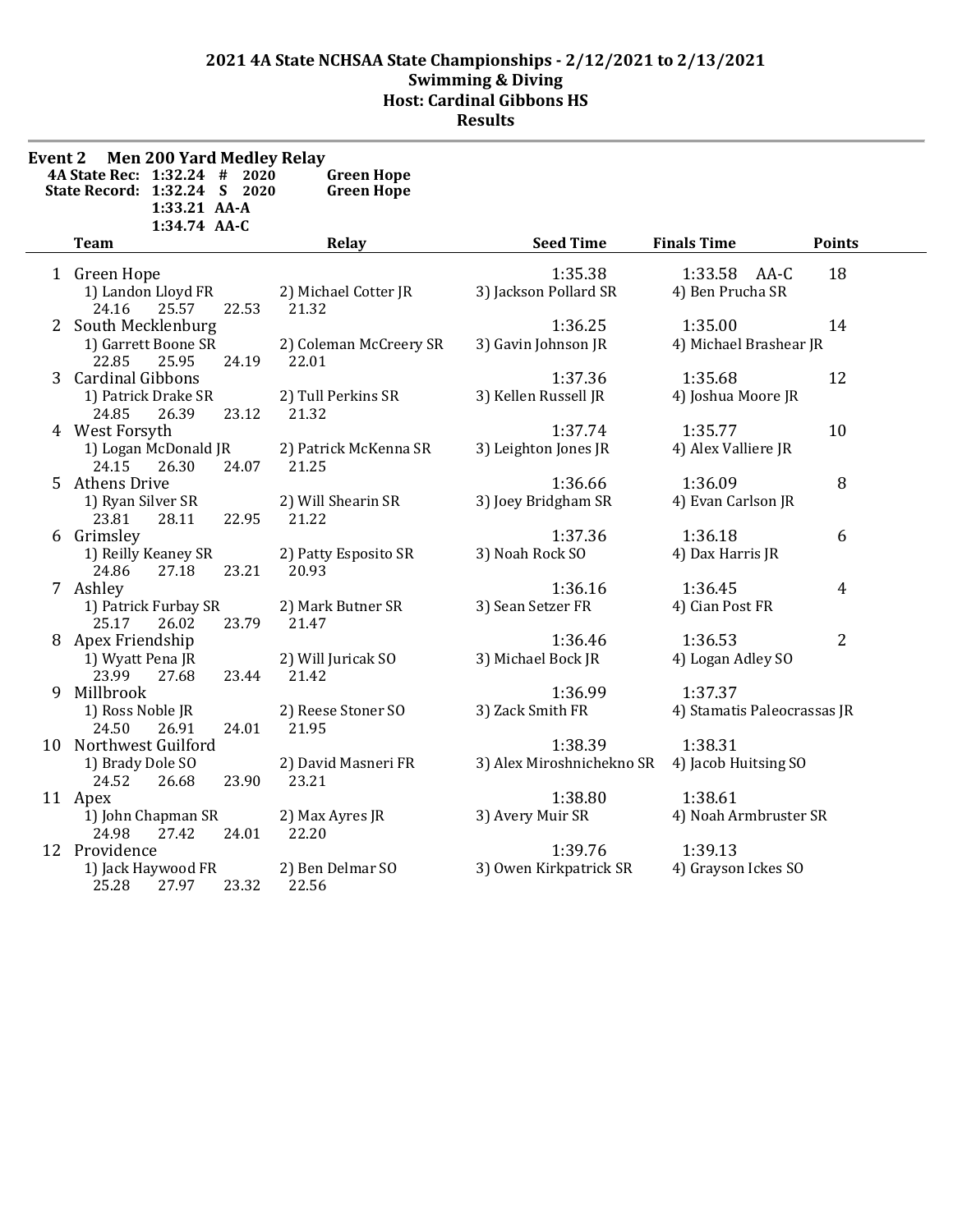# 2021 4A State NCHSAA State Championships - 2/12/2021 to 2/13/2021
## Swimming & Diving
## Host: Cardinal Gibbons HS
## Results

**Event 2 Men 200 Yard Medley Relay**

| | | | |
|---|---|---|---|
| 4A State Rec: | 1:32.24 # | 2020 | Green Hope |
| State Record: | 1:32.24 S | 2020 | Green Hope |
| | 1:33.21 AA-A | | |
| | 1:34.74 AA-C | | |

| | Team | Relay | Seed Time | Finals Time | Points |
|---|---|---|---|---|---|
| 1 | Green Hope | | 1:35.38 | 1:33.58 AA-C | 18 |
| | 1) Landon Lloyd FR | 2) Michael Cotter JR | 3) Jackson Pollard SR | 4) Ben Prucha SR | |
| | 24.16 25.57 22.53 | 21.32 | | | |
| 2 | South Mecklenburg | | 1:36.25 | 1:35.00 | 14 |
| | 1) Garrett Boone SR | 2) Coleman McCreery SR | 3) Gavin Johnson JR | 4) Michael Brashear JR | |
| | 22.85 25.95 24.19 | 22.01 | | | |
| 3 | Cardinal Gibbons | | 1:37.36 | 1:35.68 | 12 |
| | 1) Patrick Drake SR | 2) Tull Perkins SR | 3) Kellen Russell JR | 4) Joshua Moore JR | |
| | 24.85 26.39 23.12 | 21.32 | | | |
| 4 | West Forsyth | | 1:37.74 | 1:35.77 | 10 |
| | 1) Logan McDonald JR | 2) Patrick McKenna SR | 3) Leighton Jones JR | 4) Alex Valliere JR | |
| | 24.15 26.30 24.07 | 21.25 | | | |
| 5 | Athens Drive | | 1:36.66 | 1:36.09 | 8 |
| | 1) Ryan Silver SR | 2) Will Shearin SR | 3) Joey Bridgham SR | 4) Evan Carlson JR | |
| | 23.81 28.11 22.95 | 21.22 | | | |
| 6 | Grimsley | | 1:37.36 | 1:36.18 | 6 |
| | 1) Reilly Keaney SR | 2) Patty Esposito SR | 3) Noah Rock SO | 4) Dax Harris JR | |
| | 24.86 27.18 23.21 | 20.93 | | | |
| 7 | Ashley | | 1:36.16 | 1:36.45 | 4 |
| | 1) Patrick Furbay SR | 2) Mark Butner SR | 3) Sean Setzer FR | 4) Cian Post FR | |
| | 25.17 26.02 23.79 | 21.47 | | | |
| 8 | Apex Friendship | | 1:36.46 | 1:36.53 | 2 |
| | 1) Wyatt Pena JR | 2) Will Juricak SO | 3) Michael Bock JR | 4) Logan Adley SO | |
| | 23.99 27.68 23.44 | 21.42 | | | |
| 9 | Millbrook | | 1:36.99 | 1:37.37 | |
| | 1) Ross Noble JR | 2) Reese Stoner SO | 3) Zack Smith FR | 4) Stamatis Paleocrassas JR | |
| | 24.50 26.91 24.01 | 21.95 | | | |
| 10 | Northwest Guilford | | 1:38.39 | 1:38.31 | |
| | 1) Brady Dole SO | 2) David Masneri FR | 3) Alex Miroshnichekno SR | 4) Jacob Huitsing SO | |
| | 24.52 26.68 23.90 | 23.21 | | | |
| 11 | Apex | | 1:38.80 | 1:38.61 | |
| | 1) John Chapman SR | 2) Max Ayres JR | 3) Avery Muir SR | 4) Noah Armbruster SR | |
| | 24.98 27.42 24.01 | 22.20 | | | |
| 12 | Providence | | 1:39.76 | 1:39.13 | |
| | 1) Jack Haywood FR | 2) Ben Delmar SO | 3) Owen Kirkpatrick SR | 4) Grayson Ickes SO | |
| | 25.28 27.97 23.32 | 22.56 | | | |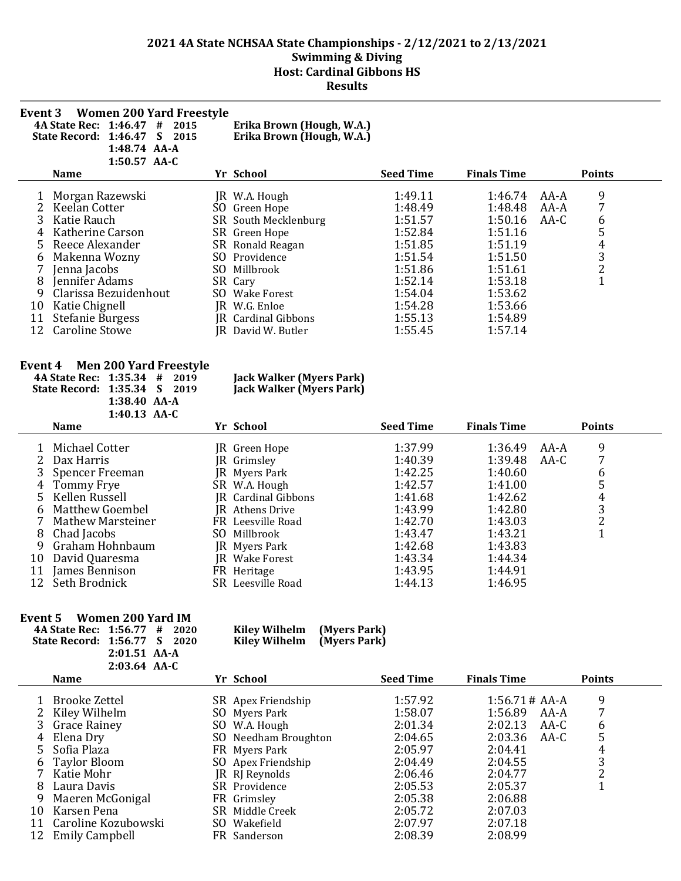# 2021 4A State NCHSAA State Championships - 2/12/2021 to 2/13/2021
## Swimming & Diving
## Host: Cardinal Gibbons HS
## Results

### Event 3 Women 200 Yard Freestyle

**4A State Rec: 1:46.47 # 2015** — **Erika Brown (Hough, W.A.)**
**State Record: 1:46.47 S 2015** — **Erika Brown (Hough, W.A.)**
**1:48.74 AA-A**
**1:50.57 AA-C**

| | Name | Yr | School | Seed Time | Finals Time | | Points |
|---|---|---|---|---|---|---|---|
| 1 | Morgan Razewski | JR | W.A. Hough | 1:49.11 | 1:46.74 | AA-A | 9 |
| 2 | Keelan Cotter | SO | Green Hope | 1:48.49 | 1:48.48 | AA-A | 7 |
| 3 | Katie Rauch | SR | South Mecklenburg | 1:51.57 | 1:50.16 | AA-C | 6 |
| 4 | Katherine Carson | SR | Green Hope | 1:52.84 | 1:51.16 | | 5 |
| 5 | Reece Alexander | SR | Ronald Reagan | 1:51.85 | 1:51.19 | | 4 |
| 6 | Makenna Wozny | SO | Providence | 1:51.54 | 1:51.50 | | 3 |
| 7 | Jenna Jacobs | SO | Millbrook | 1:51.86 | 1:51.61 | | 2 |
| 8 | Jennifer Adams | SR | Cary | 1:52.14 | 1:53.18 | | 1 |
| 9 | Clarissa Bezuidenhout | SO | Wake Forest | 1:54.04 | 1:53.62 | | |
| 10 | Katie Chignell | JR | W.G. Enloe | 1:54.28 | 1:53.66 | | |
| 11 | Stefanie Burgess | JR | Cardinal Gibbons | 1:55.13 | 1:54.89 | | |
| 12 | Caroline Stowe | JR | David W. Butler | 1:55.45 | 1:57.14 | | |

### Event 4 Men 200 Yard Freestyle

**4A State Rec: 1:35.34 # 2019** — **Jack Walker (Myers Park)**
**State Record: 1:35.34 S 2019** — **Jack Walker (Myers Park)**
**1:38.40 AA-A**
**1:40.13 AA-C**

| | Name | Yr | School | Seed Time | Finals Time | | Points |
|---|---|---|---|---|---|---|---|
| 1 | Michael Cotter | JR | Green Hope | 1:37.99 | 1:36.49 | AA-A | 9 |
| 2 | Dax Harris | JR | Grimsley | 1:40.39 | 1:39.48 | AA-C | 7 |
| 3 | Spencer Freeman | JR | Myers Park | 1:42.25 | 1:40.60 | | 6 |
| 4 | Tommy Frye | SR | W.A. Hough | 1:42.57 | 1:41.00 | | 5 |
| 5 | Kellen Russell | JR | Cardinal Gibbons | 1:41.68 | 1:42.62 | | 4 |
| 6 | Matthew Goembel | JR | Athens Drive | 1:43.99 | 1:42.80 | | 3 |
| 7 | Mathew Marsteiner | FR | Leesville Road | 1:42.70 | 1:43.03 | | 2 |
| 8 | Chad Jacobs | SO | Millbrook | 1:43.47 | 1:43.21 | | 1 |
| 9 | Graham Hohnbaum | JR | Myers Park | 1:42.68 | 1:43.83 | | |
| 10 | David Quaresma | JR | Wake Forest | 1:43.34 | 1:44.34 | | |
| 11 | James Bennison | FR | Heritage | 1:43.95 | 1:44.91 | | |
| 12 | Seth Brodnick | SR | Leesville Road | 1:44.13 | 1:46.95 | | |

### Event 5 Women 200 Yard IM

**4A State Rec: 1:56.77 # 2020** — **Kiley Wilhelm (Myers Park)**
**State Record: 1:56.77 S 2020** — **Kiley Wilhelm (Myers Park)**
**2:01.51 AA-A**
**2:03.64 AA-C**

| | Name | Yr | School | Seed Time | Finals Time | | Points |
|---|---|---|---|---|---|---|---|
| 1 | Brooke Zettel | SR | Apex Friendship | 1:57.92 | 1:56.71 # | AA-A | 9 |
| 2 | Kiley Wilhelm | SO | Myers Park | 1:58.07 | 1:56.89 | AA-A | 7 |
| 3 | Grace Rainey | SO | W.A. Hough | 2:01.34 | 2:02.13 | AA-C | 6 |
| 4 | Elena Dry | SO | Needham Broughton | 2:04.65 | 2:03.36 | AA-C | 5 |
| 5 | Sofia Plaza | FR | Myers Park | 2:05.97 | 2:04.41 | | 4 |
| 6 | Taylor Bloom | SO | Apex Friendship | 2:04.49 | 2:04.55 | | 3 |
| 7 | Katie Mohr | JR | RJ Reynolds | 2:06.46 | 2:04.77 | | 2 |
| 8 | Laura Davis | SR | Providence | 2:05.53 | 2:05.37 | | 1 |
| 9 | Maeren McGonigal | FR | Grimsley | 2:05.38 | 2:06.88 | | |
| 10 | Karsen Pena | SR | Middle Creek | 2:05.72 | 2:07.03 | | |
| 11 | Caroline Kozubowski | SO | Wakefield | 2:07.97 | 2:07.18 | | |
| 12 | Emily Campbell | FR | Sanderson | 2:08.39 | 2:08.99 | | |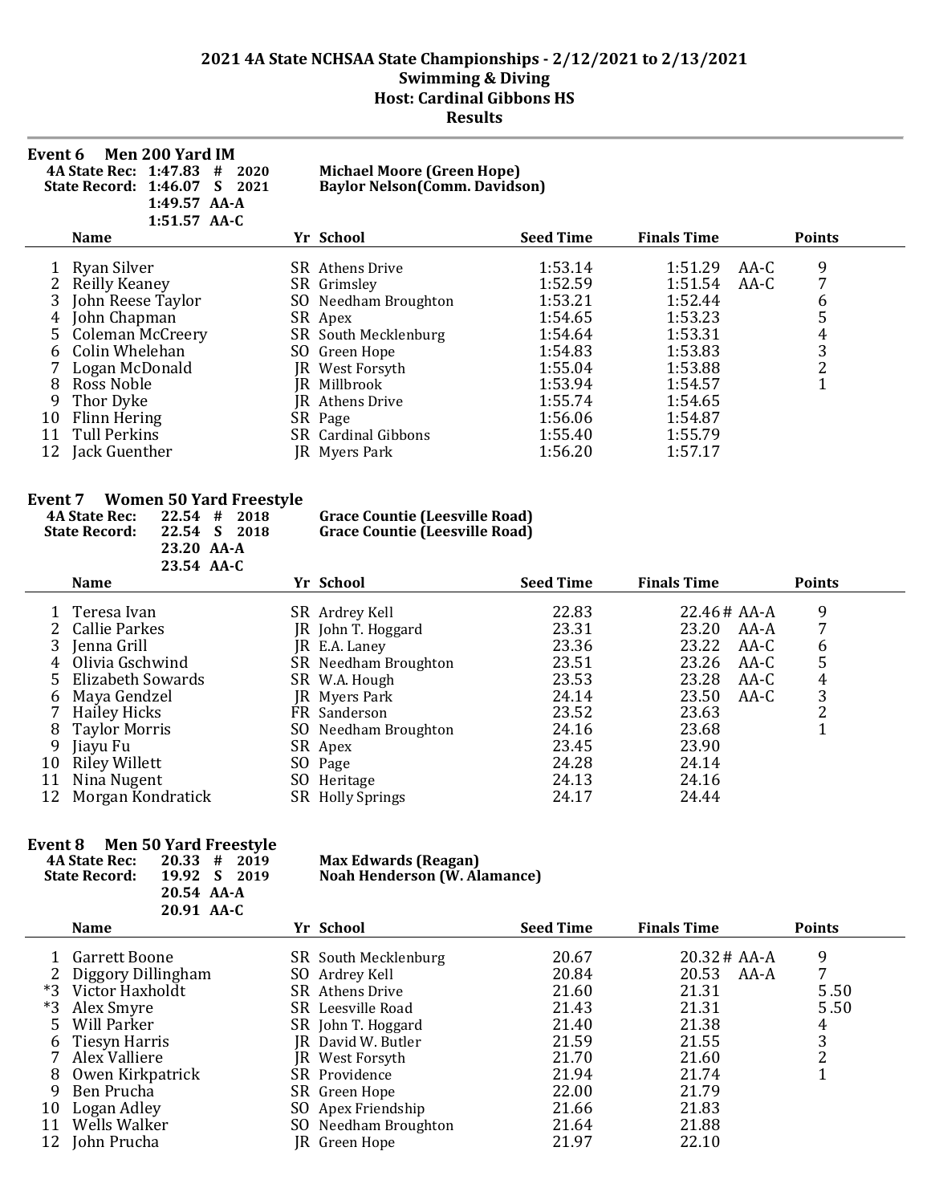## 2021 4A State NCHSAA State Championships - 2/12/2021 to 2/13/2021
## Swimming & Diving
## Host: Cardinal Gibbons HS
## Results

### Event 6 Men 200 Yard IM

**4A State Rec: 1:47.83 # 2020** **Michael Moore (Green Hope)**
**State Record: 1:46.07 S 2021** **Baylor Nelson(Comm. Davidson)**
**1:49.57 AA-A**
**1:51.57 AA-C**

| | Name | Yr | School | Seed Time | Finals Time | | Points |
|---|---|---|---|---|---|---|---|
| 1 | Ryan Silver | SR | Athens Drive | 1:53.14 | 1:51.29 | AA-C | 9 |
| 2 | Reilly Keaney | SR | Grimsley | 1:52.59 | 1:51.54 | AA-C | 7 |
| 3 | John Reese Taylor | SO | Needham Broughton | 1:53.21 | 1:52.44 | | 6 |
| 4 | John Chapman | SR | Apex | 1:54.65 | 1:53.23 | | 5 |
| 5 | Coleman McCreery | SR | South Mecklenburg | 1:54.64 | 1:53.31 | | 4 |
| 6 | Colin Whelehan | SO | Green Hope | 1:54.83 | 1:53.83 | | 3 |
| 7 | Logan McDonald | JR | West Forsyth | 1:55.04 | 1:53.88 | | 2 |
| 8 | Ross Noble | JR | Millbrook | 1:53.94 | 1:54.57 | | 1 |
| 9 | Thor Dyke | JR | Athens Drive | 1:55.74 | 1:54.65 | | |
| 10 | Flinn Hering | SR | Page | 1:56.06 | 1:54.87 | | |
| 11 | Tull Perkins | SR | Cardinal Gibbons | 1:55.40 | 1:55.79 | | |
| 12 | Jack Guenther | JR | Myers Park | 1:56.20 | 1:57.17 | | |

### Event 7 Women 50 Yard Freestyle

**4A State Rec: 22.54 # 2018** **Grace Countie (Leesville Road)**
**State Record: 22.54 S 2018** **Grace Countie (Leesville Road)**
**23.20 AA-A**
**23.54 AA-C**

| | Name | Yr | School | Seed Time | Finals Time | | Points |
|---|---|---|---|---|---|---|---|
| 1 | Teresa Ivan | SR | Ardrey Kell | 22.83 | 22.46# | AA-A | 9 |
| 2 | Callie Parkes | JR | John T. Hoggard | 23.31 | 23.20 | AA-A | 7 |
| 3 | Jenna Grill | JR | E.A. Laney | 23.36 | 23.22 | AA-C | 6 |
| 4 | Olivia Gschwind | SR | Needham Broughton | 23.51 | 23.26 | AA-C | 5 |
| 5 | Elizabeth Sowards | SR | W.A. Hough | 23.53 | 23.28 | AA-C | 4 |
| 6 | Maya Gendzel | JR | Myers Park | 24.14 | 23.50 | AA-C | 3 |
| 7 | Hailey Hicks | FR | Sanderson | 23.52 | 23.63 | | 2 |
| 8 | Taylor Morris | SO | Needham Broughton | 24.16 | 23.68 | | 1 |
| 9 | Jiayu Fu | SR | Apex | 23.45 | 23.90 | | |
| 10 | Riley Willett | SO | Page | 24.28 | 24.14 | | |
| 11 | Nina Nugent | SO | Heritage | 24.13 | 24.16 | | |
| 12 | Morgan Kondratick | SR | Holly Springs | 24.17 | 24.44 | | |

### Event 8 Men 50 Yard Freestyle

**4A State Rec: 20.33 # 2019** **Max Edwards (Reagan)**
**State Record: 19.92 S 2019** **Noah Henderson (W. Alamance)**
**20.54 AA-A**
**20.91 AA-C**

| | Name | Yr | School | Seed Time | Finals Time | | Points |
|---|---|---|---|---|---|---|---|
| 1 | Garrett Boone | SR | South Mecklenburg | 20.67 | 20.32# | AA-A | 9 |
| 2 | Diggory Dillingham | SO | Ardrey Kell | 20.84 | 20.53 | AA-A | 7 |
| *3 | Victor Haxholdt | SR | Athens Drive | 21.60 | 21.31 | | 5.50 |
| *3 | Alex Smyre | SR | Leesville Road | 21.43 | 21.31 | | 5.50 |
| 5 | Will Parker | SR | John T. Hoggard | 21.40 | 21.38 | | 4 |
| 6 | Tiesyn Harris | JR | David W. Butler | 21.59 | 21.55 | | 3 |
| 7 | Alex Valliere | JR | West Forsyth | 21.70 | 21.60 | | 2 |
| 8 | Owen Kirkpatrick | SR | Providence | 21.94 | 21.74 | | 1 |
| 9 | Ben Prucha | SR | Green Hope | 22.00 | 21.79 | | |
| 10 | Logan Adley | SO | Apex Friendship | 21.66 | 21.83 | | |
| 11 | Wells Walker | SO | Needham Broughton | 21.64 | 21.88 | | |
| 12 | John Prucha | JR | Green Hope | 21.97 | 22.10 | | |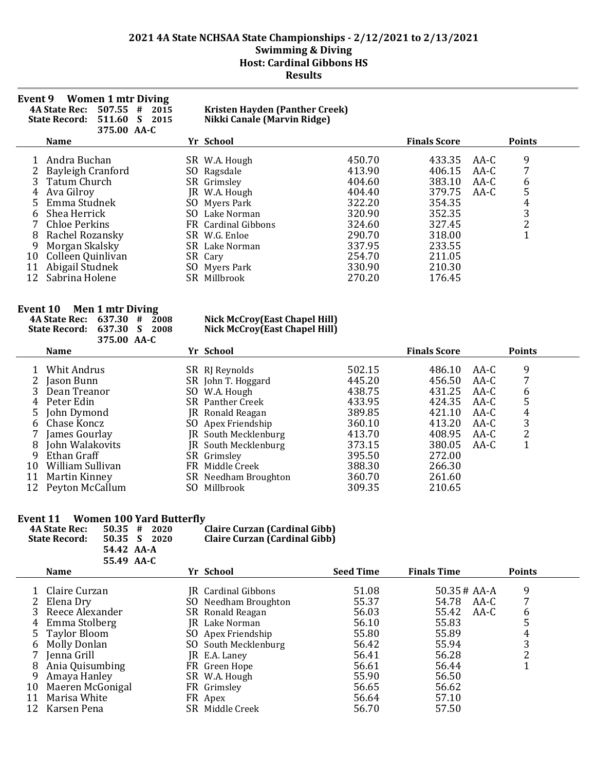## 2021 4A State NCHSAA State Championships - 2/12/2021 to 2/13/2021
## Swimming & Diving
## Host: Cardinal Gibbons HS
## Results

### Event 9 Women 1 mtr Diving

**4A State Rec: 507.55 # 2015** **Kristen Hayden (Panther Creek)**
**State Record: 511.60 S 2015** **Nikki Canale (Marvin Ridge)**
**375.00 AA-C**

| | Name | Yr | School | | Finals Score | | Points |
|---|---|---|---|---|---|---|---|
| 1 | Andra Buchan | SR | W.A. Hough | 450.70 | 433.35 | AA-C | 9 |
| 2 | Bayleigh Cranford | SO | Ragsdale | 413.90 | 406.15 | AA-C | 7 |
| 3 | Tatum Church | SR | Grimsley | 404.60 | 383.10 | AA-C | 6 |
| 4 | Ava Gilroy | JR | W.A. Hough | 404.40 | 379.75 | AA-C | 5 |
| 5 | Emma Studnek | SO | Myers Park | 322.20 | 354.35 | | 4 |
| 6 | Shea Herrick | SO | Lake Norman | 320.90 | 352.35 | | 3 |
| 7 | Chloe Perkins | FR | Cardinal Gibbons | 324.60 | 327.45 | | 2 |
| 8 | Rachel Rozansky | SR | W.G. Enloe | 290.70 | 318.00 | | 1 |
| 9 | Morgan Skalsky | SR | Lake Norman | 337.95 | 233.55 | | |
| 10 | Colleen Quinlivan | SR | Cary | 254.70 | 211.05 | | |
| 11 | Abigail Studnek | SO | Myers Park | 330.90 | 210.30 | | |
| 12 | Sabrina Holene | SR | Millbrook | 270.20 | 176.45 | | |

### Event 10 Men 1 mtr Diving

**4A State Rec: 637.30 # 2008** **Nick McCroy(East Chapel Hill)**
**State Record: 637.30 S 2008** **Nick McCroy(East Chapel Hill)**
**375.00 AA-C**

| | Name | Yr | School | | Finals Score | | Points |
|---|---|---|---|---|---|---|---|
| 1 | Whit Andrus | SR | RJ Reynolds | 502.15 | 486.10 | AA-C | 9 |
| 2 | Jason Bunn | SR | John T. Hoggard | 445.20 | 456.50 | AA-C | 7 |
| 3 | Dean Treanor | SO | W.A. Hough | 438.75 | 431.25 | AA-C | 6 |
| 4 | Peter Edin | SR | Panther Creek | 433.95 | 424.35 | AA-C | 5 |
| 5 | John Dymond | JR | Ronald Reagan | 389.85 | 421.10 | AA-C | 4 |
| 6 | Chase Koncz | SO | Apex Friendship | 360.10 | 413.20 | AA-C | 3 |
| 7 | James Gourlay | JR | South Mecklenburg | 413.70 | 408.95 | AA-C | 2 |
| 8 | John Walakovits | JR | South Mecklenburg | 373.15 | 380.05 | AA-C | 1 |
| 9 | Ethan Graff | SR | Grimsley | 395.50 | 272.00 | | |
| 10 | William Sullivan | FR | Middle Creek | 388.30 | 266.30 | | |
| 11 | Martin Kinney | SR | Needham Broughton | 360.70 | 261.60 | | |
| 12 | Peyton McCallum | SO | Millbrook | 309.35 | 210.65 | | |

### Event 11 Women 100 Yard Butterfly

**4A State Rec: 50.35 # 2020** **Claire Curzan (Cardinal Gibb)**
**State Record: 50.35 S 2020** **Claire Curzan (Cardinal Gibb)**
**54.42 AA-A**
**55.49 AA-C**

| | Name | Yr | School | Seed Time | Finals Time | | Points |
|---|---|---|---|---|---|---|---|
| 1 | Claire Curzan | JR | Cardinal Gibbons | 51.08 | 50.35 # | AA-A | 9 |
| 2 | Elena Dry | SO | Needham Broughton | 55.37 | 54.78 | AA-C | 7 |
| 3 | Reece Alexander | SR | Ronald Reagan | 56.03 | 55.42 | AA-C | 6 |
| 4 | Emma Stolberg | JR | Lake Norman | 56.10 | 55.83 | | 5 |
| 5 | Taylor Bloom | SO | Apex Friendship | 55.80 | 55.89 | | 4 |
| 6 | Molly Donlan | SO | South Mecklenburg | 56.42 | 55.94 | | 3 |
| 7 | Jenna Grill | JR | E.A. Laney | 56.41 | 56.28 | | 2 |
| 8 | Ania Quisumbing | FR | Green Hope | 56.61 | 56.44 | | 1 |
| 9 | Amaya Hanley | SR | W.A. Hough | 55.90 | 56.50 | | |
| 10 | Maeren McGonigal | FR | Grimsley | 56.65 | 56.62 | | |
| 11 | Marisa White | FR | Apex | 56.64 | 57.10 | | |
| 12 | Karsen Pena | SR | Middle Creek | 56.70 | 57.50 | | |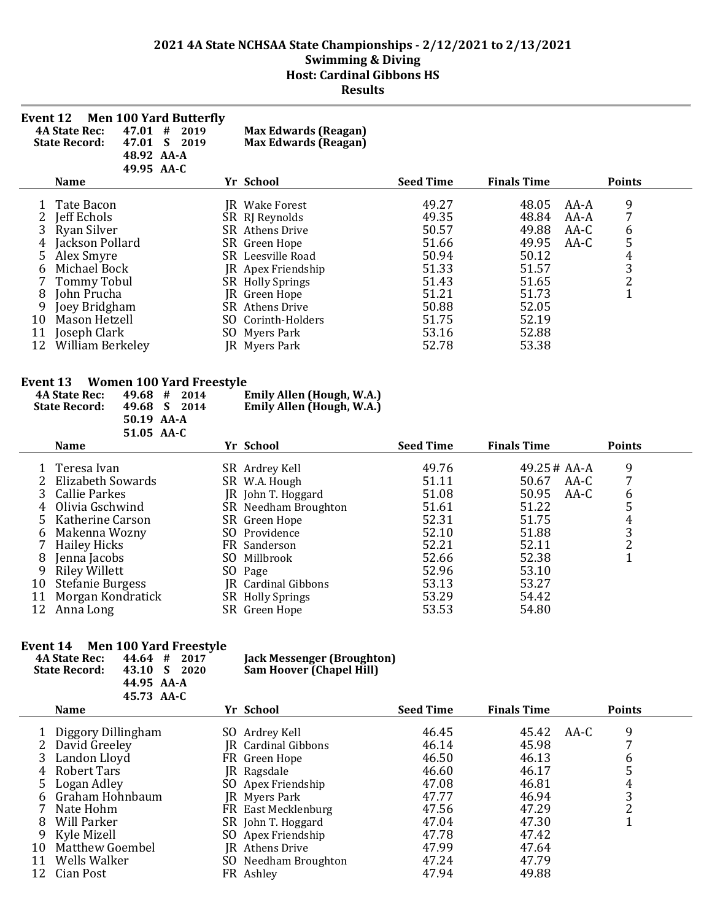## 2021 4A State NCHSAA State Championships - 2/12/2021 to 2/13/2021
## Swimming & Diving
## Host: Cardinal Gibbons HS
## Results

### Event 12 Men 100 Yard Butterfly

**4A State Rec:** 47.01 # 2019 **Max Edwards (Reagan)**
**State Record:** 47.01 S 2019 **Max Edwards (Reagan)**
48.92 AA-A
49.95 AA-C

| | Name | Yr | School | Seed Time | Finals Time | | Points |
|---|---|---|---|---|---|---|---|
| 1 | Tate Bacon | JR | Wake Forest | 49.27 | 48.05 | AA-A | 9 |
| 2 | Jeff Echols | SR | RJ Reynolds | 49.35 | 48.84 | AA-A | 7 |
| 3 | Ryan Silver | SR | Athens Drive | 50.57 | 49.88 | AA-C | 6 |
| 4 | Jackson Pollard | SR | Green Hope | 51.66 | 49.95 | AA-C | 5 |
| 5 | Alex Smyre | SR | Leesville Road | 50.94 | 50.12 | | 4 |
| 6 | Michael Bock | JR | Apex Friendship | 51.33 | 51.57 | | 3 |
| 7 | Tommy Tobul | SR | Holly Springs | 51.43 | 51.65 | | 2 |
| 8 | John Prucha | JR | Green Hope | 51.21 | 51.73 | | 1 |
| 9 | Joey Bridgham | SR | Athens Drive | 50.88 | 52.05 | | |
| 10 | Mason Hetzell | SO | Corinth-Holders | 51.75 | 52.19 | | |
| 11 | Joseph Clark | SO | Myers Park | 53.16 | 52.88 | | |
| 12 | William Berkeley | JR | Myers Park | 52.78 | 53.38 | | |

### Event 13 Women 100 Yard Freestyle

**4A State Rec:** 49.68 # 2014 **Emily Allen (Hough, W.A.)**
**State Record:** 49.68 S 2014 **Emily Allen (Hough, W.A.)**
50.19 AA-A
51.05 AA-C

| | Name | Yr | School | Seed Time | Finals Time | | Points |
|---|---|---|---|---|---|---|---|
| 1 | Teresa Ivan | SR | Ardrey Kell | 49.76 | 49.25 # | AA-A | 9 |
| 2 | Elizabeth Sowards | SR | W.A. Hough | 51.11 | 50.67 | AA-C | 7 |
| 3 | Callie Parkes | JR | John T. Hoggard | 51.08 | 50.95 | AA-C | 6 |
| 4 | Olivia Gschwind | SR | Needham Broughton | 51.61 | 51.22 | | 5 |
| 5 | Katherine Carson | SR | Green Hope | 52.31 | 51.75 | | 4 |
| 6 | Makenna Wozny | SO | Providence | 52.10 | 51.88 | | 3 |
| 7 | Hailey Hicks | FR | Sanderson | 52.21 | 52.11 | | 2 |
| 8 | Jenna Jacobs | SO | Millbrook | 52.66 | 52.38 | | 1 |
| 9 | Riley Willett | SO | Page | 52.96 | 53.10 | | |
| 10 | Stefanie Burgess | JR | Cardinal Gibbons | 53.13 | 53.27 | | |
| 11 | Morgan Kondratick | SR | Holly Springs | 53.29 | 54.42 | | |
| 12 | Anna Long | SR | Green Hope | 53.53 | 54.80 | | |

### Event 14 Men 100 Yard Freestyle

**4A State Rec:** 44.64 # 2017 **Jack Messenger (Broughton)**
**State Record:** 43.10 S 2020 **Sam Hoover (Chapel Hill)**
44.95 AA-A
45.73 AA-C

| | Name | Yr | School | Seed Time | Finals Time | | Points |
|---|---|---|---|---|---|---|---|
| 1 | Diggory Dillingham | SO | Ardrey Kell | 46.45 | 45.42 | AA-C | 9 |
| 2 | David Greeley | JR | Cardinal Gibbons | 46.14 | 45.98 | | 7 |
| 3 | Landon Lloyd | FR | Green Hope | 46.50 | 46.13 | | 6 |
| 4 | Robert Tars | JR | Ragsdale | 46.60 | 46.17 | | 5 |
| 5 | Logan Adley | SO | Apex Friendship | 47.08 | 46.81 | | 4 |
| 6 | Graham Hohnbaum | JR | Myers Park | 47.77 | 46.94 | | 3 |
| 7 | Nate Hohm | FR | East Mecklenburg | 47.56 | 47.29 | | 2 |
| 8 | Will Parker | SR | John T. Hoggard | 47.04 | 47.30 | | 1 |
| 9 | Kyle Mizell | SO | Apex Friendship | 47.78 | 47.42 | | |
| 10 | Matthew Goembel | JR | Athens Drive | 47.99 | 47.64 | | |
| 11 | Wells Walker | SO | Needham Broughton | 47.24 | 47.79 | | |
| 12 | Cian Post | FR | Ashley | 47.94 | 49.88 | | |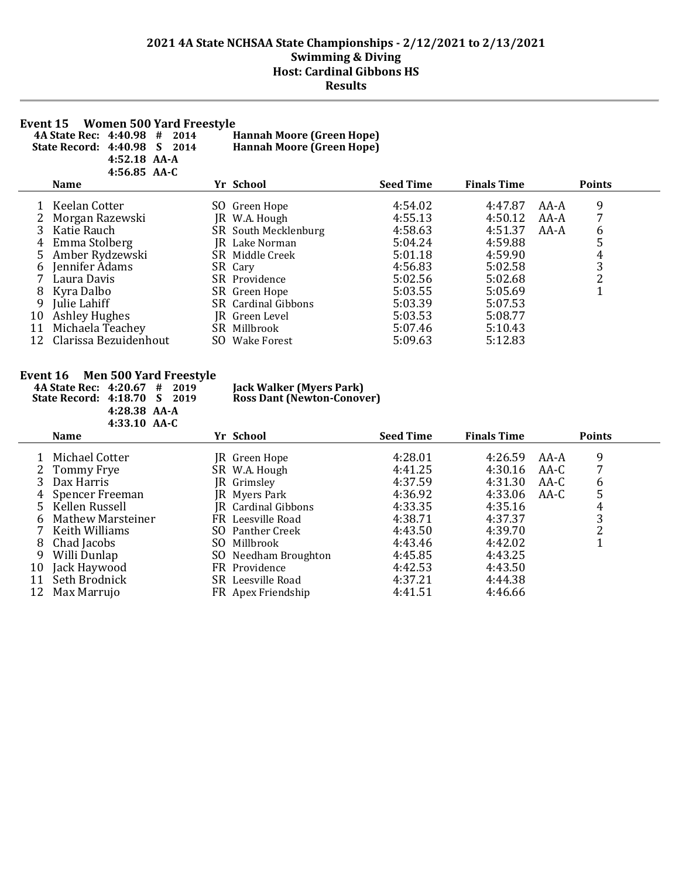# 2021 4A State NCHSAA State Championships - 2/12/2021 to 2/13/2021
## Swimming & Diving
## Host: Cardinal Gibbons HS
## Results

### Event 15 Women 500 Yard Freestyle

**4A State Rec: 4:40.98 # 2014 Hannah Moore (Green Hope)**
**State Record: 4:40.98 S 2014 Hannah Moore (Green Hope)**
**4:52.18 AA-A**
**4:56.85 AA-C**

| | Name | Yr | School | Seed Time | Finals Time | | Points |
|---|---|---|---|---|---|---|---|
| 1 | Keelan Cotter | SO | Green Hope | 4:54.02 | 4:47.87 | AA-A | 9 |
| 2 | Morgan Razewski | JR | W.A. Hough | 4:55.13 | 4:50.12 | AA-A | 7 |
| 3 | Katie Rauch | SR | South Mecklenburg | 4:58.63 | 4:51.37 | AA-A | 6 |
| 4 | Emma Stolberg | JR | Lake Norman | 5:04.24 | 4:59.88 | | 5 |
| 5 | Amber Rydzewski | SR | Middle Creek | 5:01.18 | 4:59.90 | | 4 |
| 6 | Jennifer Adams | SR | Cary | 4:56.83 | 5:02.58 | | 3 |
| 7 | Laura Davis | SR | Providence | 5:02.56 | 5:02.68 | | 2 |
| 8 | Kyra Dalbo | SR | Green Hope | 5:03.55 | 5:05.69 | | 1 |
| 9 | Julie Lahiff | SR | Cardinal Gibbons | 5:03.39 | 5:07.53 | | |
| 10 | Ashley Hughes | JR | Green Level | 5:03.53 | 5:08.77 | | |
| 11 | Michaela Teachey | SR | Millbrook | 5:07.46 | 5:10.43 | | |
| 12 | Clarissa Bezuidenhout | SO | Wake Forest | 5:09.63 | 5:12.83 | | |

### Event 16 Men 500 Yard Freestyle

**4A State Rec: 4:20.67 # 2019 Jack Walker (Myers Park)**
**State Record: 4:18.70 S 2019 Ross Dant (Newton-Conover)**
**4:28.38 AA-A**
**4:33.10 AA-C**

| | Name | Yr | School | Seed Time | Finals Time | | Points |
|---|---|---|---|---|---|---|---|
| 1 | Michael Cotter | JR | Green Hope | 4:28.01 | 4:26.59 | AA-A | 9 |
| 2 | Tommy Frye | SR | W.A. Hough | 4:41.25 | 4:30.16 | AA-C | 7 |
| 3 | Dax Harris | JR | Grimsley | 4:37.59 | 4:31.30 | AA-C | 6 |
| 4 | Spencer Freeman | JR | Myers Park | 4:36.92 | 4:33.06 | AA-C | 5 |
| 5 | Kellen Russell | JR | Cardinal Gibbons | 4:33.35 | 4:35.16 | | 4 |
| 6 | Mathew Marsteiner | FR | Leesville Road | 4:38.71 | 4:37.37 | | 3 |
| 7 | Keith Williams | SO | Panther Creek | 4:43.50 | 4:39.70 | | 2 |
| 8 | Chad Jacobs | SO | Millbrook | 4:43.46 | 4:42.02 | | 1 |
| 9 | Willi Dunlap | SO | Needham Broughton | 4:45.85 | 4:43.25 | | |
| 10 | Jack Haywood | FR | Providence | 4:42.53 | 4:43.50 | | |
| 11 | Seth Brodnick | SR | Leesville Road | 4:37.21 | 4:44.38 | | |
| 12 | Max Marrujo | FR | Apex Friendship | 4:41.51 | 4:46.66 | | |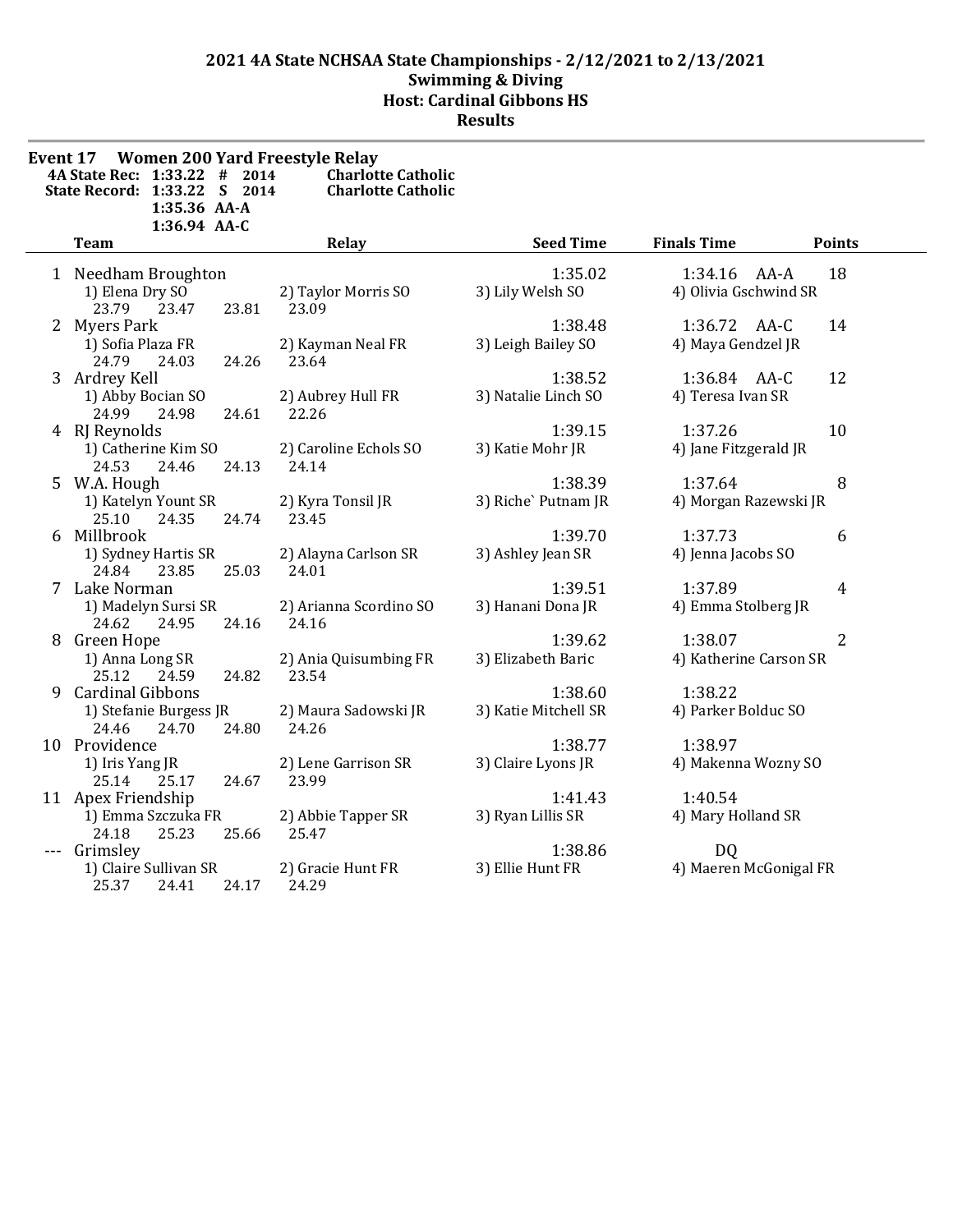# 2021 4A State NCHSAA State Championships - 2/12/2021 to 2/13/2021
## Swimming & Diving
## Host: Cardinal Gibbons HS
## Results

**Event 17 Women 200 Yard Freestyle Relay**

| | | | |
|---|---|---|---|
| 4A State Rec: | 1:33.22 # | 2014 | Charlotte Catholic |
| State Record: | 1:33.22 S | 2014 | Charlotte Catholic |
| | 1:35.36 AA-A | | |
| | 1:36.94 AA-C | | |

| | Team | Relay | Seed Time | Finals Time | Points |
|---|---|---|---|---|---|
| 1 | Needham Broughton | | 1:35.02 | 1:34.16 AA-A | 18 |
| | 1) Elena Dry SO | 2) Taylor Morris SO | 3) Lily Welsh SO | 4) Olivia Gschwind SR | |
| | 23.79 23.47 23.81 | 23.09 | | | |
| 2 | Myers Park | | 1:38.48 | 1:36.72 AA-C | 14 |
| | 1) Sofia Plaza FR | 2) Kayman Neal FR | 3) Leigh Bailey SO | 4) Maya Gendzel JR | |
| | 24.79 24.03 24.26 | 23.64 | | | |
| 3 | Ardrey Kell | | 1:38.52 | 1:36.84 AA-C | 12 |
| | 1) Abby Bocian SO | 2) Aubrey Hull FR | 3) Natalie Linch SO | 4) Teresa Ivan SR | |
| | 24.99 24.98 24.61 | 22.26 | | | |
| 4 | RJ Reynolds | | 1:39.15 | 1:37.26 | 10 |
| | 1) Catherine Kim SO | 2) Caroline Echols SO | 3) Katie Mohr JR | 4) Jane Fitzgerald JR | |
| | 24.53 24.46 24.13 | 24.14 | | | |
| 5 | W.A. Hough | | 1:38.39 | 1:37.64 | 8 |
| | 1) Katelyn Yount SR | 2) Kyra Tonsil JR | 3) Riche` Putnam JR | 4) Morgan Razewski JR | |
| | 25.10 24.35 24.74 | 23.45 | | | |
| 6 | Millbrook | | 1:39.70 | 1:37.73 | 6 |
| | 1) Sydney Hartis SR | 2) Alayna Carlson SR | 3) Ashley Jean SR | 4) Jenna Jacobs SO | |
| | 24.84 23.85 25.03 | 24.01 | | | |
| 7 | Lake Norman | | 1:39.51 | 1:37.89 | 4 |
| | 1) Madelyn Sursi SR | 2) Arianna Scordino SO | 3) Hanani Dona JR | 4) Emma Stolberg JR | |
| | 24.62 24.95 24.16 | 24.16 | | | |
| 8 | Green Hope | | 1:39.62 | 1:38.07 | 2 |
| | 1) Anna Long SR | 2) Ania Quisumbing FR | 3) Elizabeth Baric | 4) Katherine Carson SR | |
| | 25.12 24.59 24.82 | 23.54 | | | |
| 9 | Cardinal Gibbons | | 1:38.60 | 1:38.22 | |
| | 1) Stefanie Burgess JR | 2) Maura Sadowski JR | 3) Katie Mitchell SR | 4) Parker Bolduc SO | |
| | 24.46 24.70 24.80 | 24.26 | | | |
| 10 | Providence | | 1:38.77 | 1:38.97 | |
| | 1) Iris Yang JR | 2) Lene Garrison SR | 3) Claire Lyons JR | 4) Makenna Wozny SO | |
| | 25.14 25.17 24.67 | 23.99 | | | |
| 11 | Apex Friendship | | 1:41.43 | 1:40.54 | |
| | 1) Emma Szczuka FR | 2) Abbie Tapper SR | 3) Ryan Lillis SR | 4) Mary Holland SR | |
| | 24.18 25.23 25.66 | 25.47 | | | |
| --- | Grimsley | | 1:38.86 | DQ | |
| | 1) Claire Sullivan SR | 2) Gracie Hunt FR | 3) Ellie Hunt FR | 4) Maeren McGonigal FR | |
| | 25.37 24.41 24.17 | 24.29 | | | |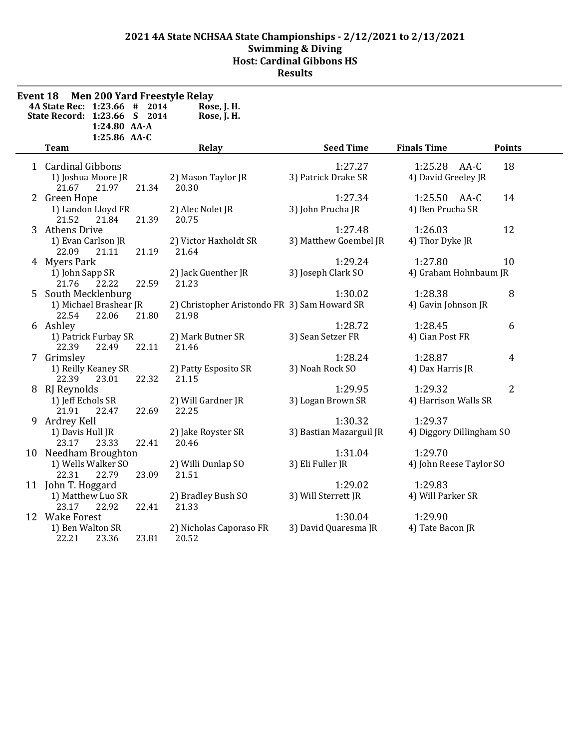# 2021 4A State NCHSAA State Championships - 2/12/2021 to 2/13/2021

## Swimming & Diving

## Host: Cardinal Gibbons HS

## Results

**Event 18 Men 200 Yard Freestyle Relay**

**4A State Rec: 1:23.66 # 2014 Rose, J. H.**
**State Record: 1:23.66 S 2014 Rose, J. H.**
**1:24.80 AA-A**
**1:25.86 AA-C**

| | Team | Relay | | Seed Time | Finals Time | Points |
|---|---|---|---|---|---|---|
| 1 | Cardinal Gibbons | | | 1:27.27 | 1:25.28 AA-C | 18 |
| | 1) Joshua Moore JR | 2) Mason Taylor JR | 3) Patrick Drake SR | 4) David Greeley JR | | |
| | 21.67 21.97 21.34 | 20.30 | | | | |
| 2 | Green Hope | | | 1:27.34 | 1:25.50 AA-C | 14 |
| | 1) Landon Lloyd FR | 2) Alec Nolet JR | 3) John Prucha JR | 4) Ben Prucha SR | | |
| | 21.52 21.84 21.39 | 20.75 | | | | |
| 3 | Athens Drive | | | 1:27.48 | 1:26.03 | 12 |
| | 1) Evan Carlson JR | 2) Victor Haxholdt SR | 3) Matthew Goembel JR | 4) Thor Dyke JR | | |
| | 22.09 21.11 21.19 | 21.64 | | | | |
| 4 | Myers Park | | | 1:29.24 | 1:27.80 | 10 |
| | 1) John Sapp SR | 2) Jack Guenther JR | 3) Joseph Clark SO | 4) Graham Hohnbaum JR | | |
| | 21.76 22.22 22.59 | 21.23 | | | | |
| 5 | South Mecklenburg | | | 1:30.02 | 1:28.38 | 8 |
| | 1) Michael Brashear JR | 2) Christopher Aristondo FR | 3) Sam Howard SR | 4) Gavin Johnson JR | | |
| | 22.54 22.06 21.80 | 21.98 | | | | |
| 6 | Ashley | | | 1:28.72 | 1:28.45 | 6 |
| | 1) Patrick Furbay SR | 2) Mark Butner SR | 3) Sean Setzer FR | 4) Cian Post FR | | |
| | 22.39 22.49 22.11 | 21.46 | | | | |
| 7 | Grimsley | | | 1:28.24 | 1:28.87 | 4 |
| | 1) Reilly Keaney SR | 2) Patty Esposito SR | 3) Noah Rock SO | 4) Dax Harris JR | | |
| | 22.39 23.01 22.32 | 21.15 | | | | |
| 8 | RJ Reynolds | | | 1:29.95 | 1:29.32 | 2 |
| | 1) Jeff Echols SR | 2) Will Gardner JR | 3) Logan Brown SR | 4) Harrison Walls SR | | |
| | 21.91 22.47 22.69 | 22.25 | | | | |
| 9 | Ardrey Kell | | | 1:30.32 | 1:29.37 | |
| | 1) Davis Hull JR | 2) Jake Royster SR | 3) Bastian Mazarguil JR | 4) Diggory Dillingham SO | | |
| | 23.17 23.33 22.41 | 20.46 | | | | |
| 10 | Needham Broughton | | | 1:31.04 | 1:29.70 | |
| | 1) Wells Walker SO | 2) Willi Dunlap SO | 3) Eli Fuller JR | 4) John Reese Taylor SO | | |
| | 22.31 22.79 23.09 | 21.51 | | | | |
| 11 | John T. Hoggard | | | 1:29.02 | 1:29.83 | |
| | 1) Matthew Luo SR | 2) Bradley Bush SO | 3) Will Sterrett JR | 4) Will Parker SR | | |
| | 23.17 22.92 22.41 | 21.33 | | | | |
| 12 | Wake Forest | | | 1:30.04 | 1:29.90 | |
| | 1) Ben Walton SR | 2) Nicholas Caporaso FR | 3) David Quaresma JR | 4) Tate Bacon JR | | |
| | 22.21 23.36 23.81 | 20.52 | | | | |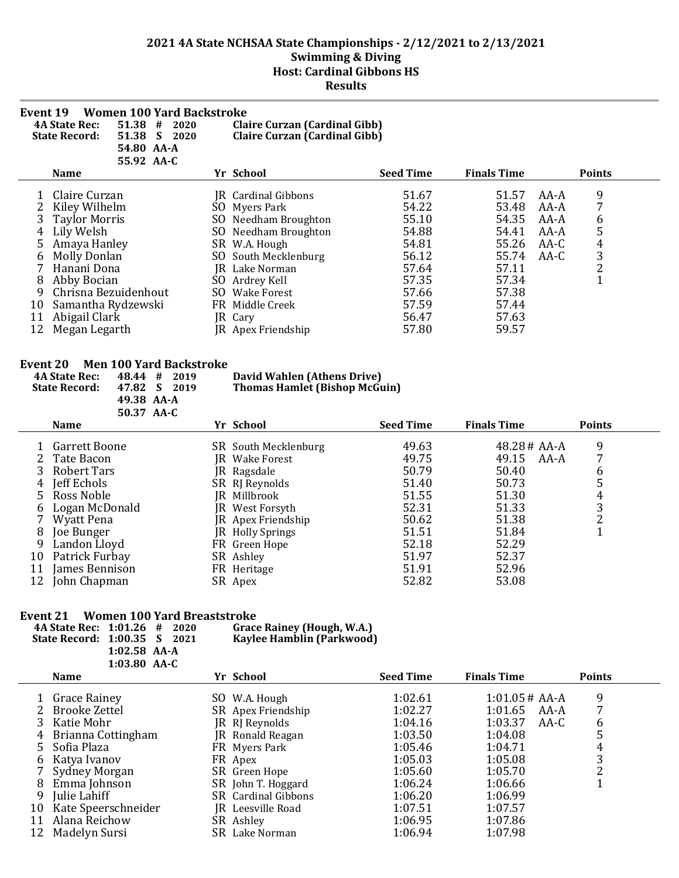# 2021 4A State NCHSAA State Championships - 2/12/2021 to 2/13/2021
## Swimming & Diving
## Host: Cardinal Gibbons HS
## Results

### Event 19 Women 100 Yard Backstroke

**4A State Rec:** 51.38 # 2020 **Claire Curzan (Cardinal Gibb)**
**State Record:** 51.38 S 2020 **Claire Curzan (Cardinal Gibb)**
54.80 AA-A
55.92 AA-C

| | Name | Yr | School | Seed Time | Finals Time | | Points |
|---|---|---|---|---|---|---|---|
| 1 | Claire Curzan | JR | Cardinal Gibbons | 51.67 | 51.57 | AA-A | 9 |
| 2 | Kiley Wilhelm | SO | Myers Park | 54.22 | 53.48 | AA-A | 7 |
| 3 | Taylor Morris | SO | Needham Broughton | 55.10 | 54.35 | AA-A | 6 |
| 4 | Lily Welsh | SO | Needham Broughton | 54.88 | 54.41 | AA-A | 5 |
| 5 | Amaya Hanley | SR | W.A. Hough | 54.81 | 55.26 | AA-C | 4 |
| 6 | Molly Donlan | SO | South Mecklenburg | 56.12 | 55.74 | AA-C | 3 |
| 7 | Hanani Dona | JR | Lake Norman | 57.64 | 57.11 | | 2 |
| 8 | Abby Bocian | SO | Ardrey Kell | 57.35 | 57.34 | | 1 |
| 9 | Chrisna Bezuidenhout | SO | Wake Forest | 57.66 | 57.38 | | |
| 10 | Samantha Rydzewski | FR | Middle Creek | 57.59 | 57.44 | | |
| 11 | Abigail Clark | JR | Cary | 56.47 | 57.63 | | |
| 12 | Megan Legarth | JR | Apex Friendship | 57.80 | 59.57 | | |

### Event 20 Men 100 Yard Backstroke

**4A State Rec:** 48.44 # 2019 **David Wahlen (Athens Drive)**
**State Record:** 47.82 S 2019 **Thomas Hamlet (Bishop McGuin)**
49.38 AA-A
50.37 AA-C

| | Name | Yr | School | Seed Time | Finals Time | | Points |
|---|---|---|---|---|---|---|---|
| 1 | Garrett Boone | SR | South Mecklenburg | 49.63 | 48.28# | AA-A | 9 |
| 2 | Tate Bacon | JR | Wake Forest | 49.75 | 49.15 | AA-A | 7 |
| 3 | Robert Tars | JR | Ragsdale | 50.79 | 50.40 | | 6 |
| 4 | Jeff Echols | SR | RJ Reynolds | 51.40 | 50.73 | | 5 |
| 5 | Ross Noble | JR | Millbrook | 51.55 | 51.30 | | 4 |
| 6 | Logan McDonald | JR | West Forsyth | 52.31 | 51.33 | | 3 |
| 7 | Wyatt Pena | JR | Apex Friendship | 50.62 | 51.38 | | 2 |
| 8 | Joe Bunger | JR | Holly Springs | 51.51 | 51.84 | | 1 |
| 9 | Landon Lloyd | FR | Green Hope | 52.18 | 52.29 | | |
| 10 | Patrick Furbay | SR | Ashley | 51.97 | 52.37 | | |
| 11 | James Bennison | FR | Heritage | 51.91 | 52.96 | | |
| 12 | John Chapman | SR | Apex | 52.82 | 53.08 | | |

### Event 21 Women 100 Yard Breaststroke

**4A State Rec:** 1:01.26 # 2020 **Grace Rainey (Hough, W.A.)**
**State Record:** 1:00.35 S 2021 **Kaylee Hamblin (Parkwood)**
1:02.58 AA-A
1:03.80 AA-C

| | Name | Yr | School | Seed Time | Finals Time | | Points |
|---|---|---|---|---|---|---|---|
| 1 | Grace Rainey | SO | W.A. Hough | 1:02.61 | 1:01.05# | AA-A | 9 |
| 2 | Brooke Zettel | SR | Apex Friendship | 1:02.27 | 1:01.65 | AA-A | 7 |
| 3 | Katie Mohr | JR | RJ Reynolds | 1:04.16 | 1:03.37 | AA-C | 6 |
| 4 | Brianna Cottingham | JR | Ronald Reagan | 1:03.50 | 1:04.08 | | 5 |
| 5 | Sofia Plaza | FR | Myers Park | 1:05.46 | 1:04.71 | | 4 |
| 6 | Katya Ivanov | FR | Apex | 1:05.03 | 1:05.08 | | 3 |
| 7 | Sydney Morgan | SR | Green Hope | 1:05.60 | 1:05.70 | | 2 |
| 8 | Emma Johnson | SR | John T. Hoggard | 1:06.24 | 1:06.66 | | 1 |
| 9 | Julie Lahiff | SR | Cardinal Gibbons | 1:06.20 | 1:06.99 | | |
| 10 | Kate Speerschneider | JR | Leesville Road | 1:07.51 | 1:07.57 | | |
| 11 | Alana Reichow | SR | Ashley | 1:06.95 | 1:07.86 | | |
| 12 | Madelyn Sursi | SR | Lake Norman | 1:06.94 | 1:07.98 | | |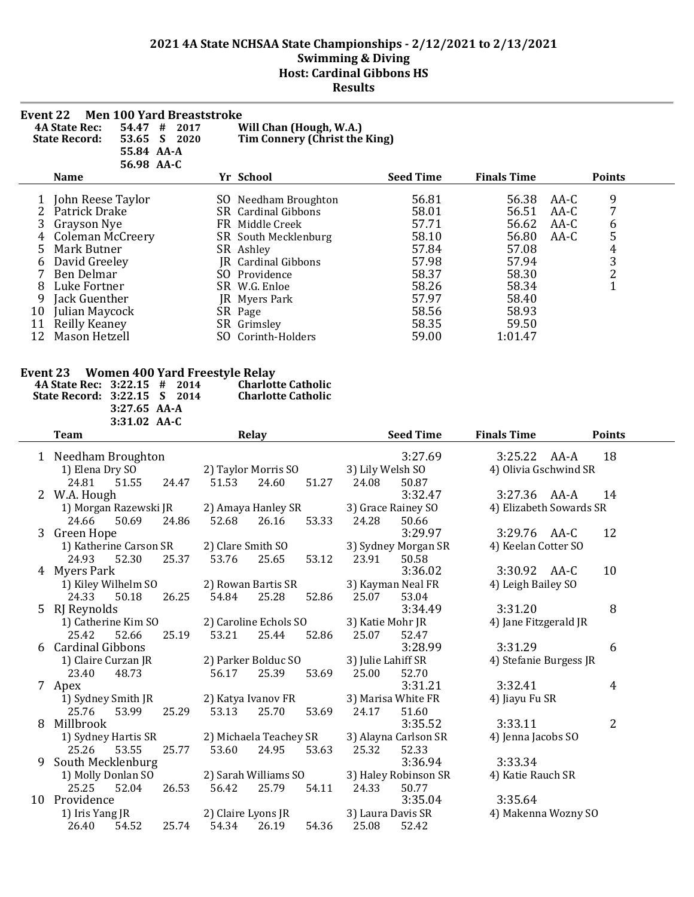# 2021 4A State NCHSAA State Championships - 2/12/2021 to 2/13/2021
## Swimming & Diving
## Host: Cardinal Gibbons HS
## Results

### Event 22 Men 100 Yard Breaststroke

| | | | | |
|---|---|---|---|---|
| 4A State Rec: | 54.47 | # | 2017 | Will Chan (Hough, W.A.) |
| State Record: | 53.65 | S | 2020 | Tim Connery (Christ the King) |
| | 55.84 | AA-A | | |
| | 56.98 | AA-C | | |

| | Name | Yr | School | Seed Time | Finals Time | | Points |
|---|---|---|---|---|---|---|---|
| 1 | John Reese Taylor | SO | Needham Broughton | 56.81 | 56.38 | AA-C | 9 |
| 2 | Patrick Drake | SR | Cardinal Gibbons | 58.01 | 56.51 | AA-C | 7 |
| 3 | Grayson Nye | FR | Middle Creek | 57.71 | 56.62 | AA-C | 6 |
| 4 | Coleman McCreery | SR | South Mecklenburg | 58.10 | 56.80 | AA-C | 5 |
| 5 | Mark Butner | SR | Ashley | 57.84 | 57.08 | | 4 |
| 6 | David Greeley | JR | Cardinal Gibbons | 57.98 | 57.94 | | 3 |
| 7 | Ben Delmar | SO | Providence | 58.37 | 58.30 | | 2 |
| 8 | Luke Fortner | SR | W.G. Enloe | 58.26 | 58.34 | | 1 |
| 9 | Jack Guenther | JR | Myers Park | 57.97 | 58.40 | | |
| 10 | Julian Maycock | SR | Page | 58.56 | 58.93 | | |
| 11 | Reilly Keaney | SR | Grimsley | 58.35 | 59.50 | | |
| 12 | Mason Hetzell | SO | Corinth-Holders | 59.00 | 1:01.47 | | |

### Event 23 Women 400 Yard Freestyle Relay

| | | | | |
|---|---|---|---|---|
| 4A State Rec: | 3:22.15 | # | 2014 | Charlotte Catholic |
| State Record: | 3:22.15 | S | 2014 | Charlotte Catholic |
| | 3:27.65 | AA-A | | |
| | 3:31.02 | AA-C | | |

| | Team | Relay | Seed Time | Finals Time | | Points |
|---|---|---|---|---|---|---|
| 1 | Needham Broughton | | 3:27.69 | 3:25.22 | AA-A | 18 |
| | 1) Elena Dry SO | 2) Taylor Morris SO | 3) Lily Welsh SO | 4) Olivia Gschwind SR | | |
| | 24.81 51.55 | 24.47 51.53 | 24.60 51.27 | 24.08 50.87 | | |
| 2 | W.A. Hough | | 3:32.47 | 3:27.36 | AA-A | 14 |
| | 1) Morgan Razewski JR | 2) Amaya Hanley SR | 3) Grace Rainey SO | 4) Elizabeth Sowards SR | | |
| | 24.66 50.69 | 24.86 52.68 | 26.16 53.33 | 24.28 50.66 | | |
| 3 | Green Hope | | 3:29.97 | 3:29.76 | AA-C | 12 |
| | 1) Katherine Carson SR | 2) Clare Smith SO | 3) Sydney Morgan SR | 4) Keelan Cotter SO | | |
| | 24.93 52.30 | 25.37 53.76 | 25.65 53.12 | 23.91 50.58 | | |
| 4 | Myers Park | | 3:36.02 | 3:30.92 | AA-C | 10 |
| | 1) Kiley Wilhelm SO | 2) Rowan Bartis SR | 3) Kayman Neal FR | 4) Leigh Bailey SO | | |
| | 24.33 50.18 | 26.25 54.84 | 25.28 52.86 | 25.07 53.04 | | |
| 5 | RJ Reynolds | | 3:34.49 | 3:31.20 | | 8 |
| | 1) Catherine Kim SO | 2) Caroline Echols SO | 3) Katie Mohr JR | 4) Jane Fitzgerald JR | | |
| | 25.42 52.66 | 25.19 53.21 | 25.44 52.86 | 25.07 52.47 | | |
| 6 | Cardinal Gibbons | | 3:28.99 | 3:31.29 | | 6 |
| | 1) Claire Curzan JR | 2) Parker Bolduc SO | 3) Julie Lahiff SR | 4) Stefanie Burgess JR | | |
| | 23.40 48.73 | 56.17 | 25.39 53.69 | 25.00 52.70 | | |
| 7 | Apex | | 3:31.21 | 3:32.41 | | 4 |
| | 1) Sydney Smith JR | 2) Katya Ivanov FR | 3) Marisa White FR | 4) Jiayu Fu SR | | |
| | 25.76 53.99 | 25.29 53.13 | 25.70 53.69 | 24.17 51.60 | | |
| 8 | Millbrook | | 3:35.52 | 3:33.11 | | 2 |
| | 1) Sydney Hartis SR | 2) Michaela Teachey SR | 3) Alayna Carlson SR | 4) Jenna Jacobs SO | | |
| | 25.26 53.55 | 25.77 53.60 | 24.95 53.63 | 25.32 52.33 | | |
| 9 | South Mecklenburg | | 3:36.94 | 3:33.34 | | |
| | 1) Molly Donlan SO | 2) Sarah Williams SO | 3) Haley Robinson SR | 4) Katie Rauch SR | | |
| | 25.25 52.04 | 26.53 56.42 | 25.79 54.11 | 24.33 50.77 | | |
| 10 | Providence | | 3:35.04 | 3:35.64 | | |
| | 1) Iris Yang JR | 2) Claire Lyons JR | 3) Laura Davis SR | 4) Makenna Wozny SO | | |
| | 26.40 54.52 | 25.74 54.34 | 26.19 54.36 | 25.08 52.42 | | |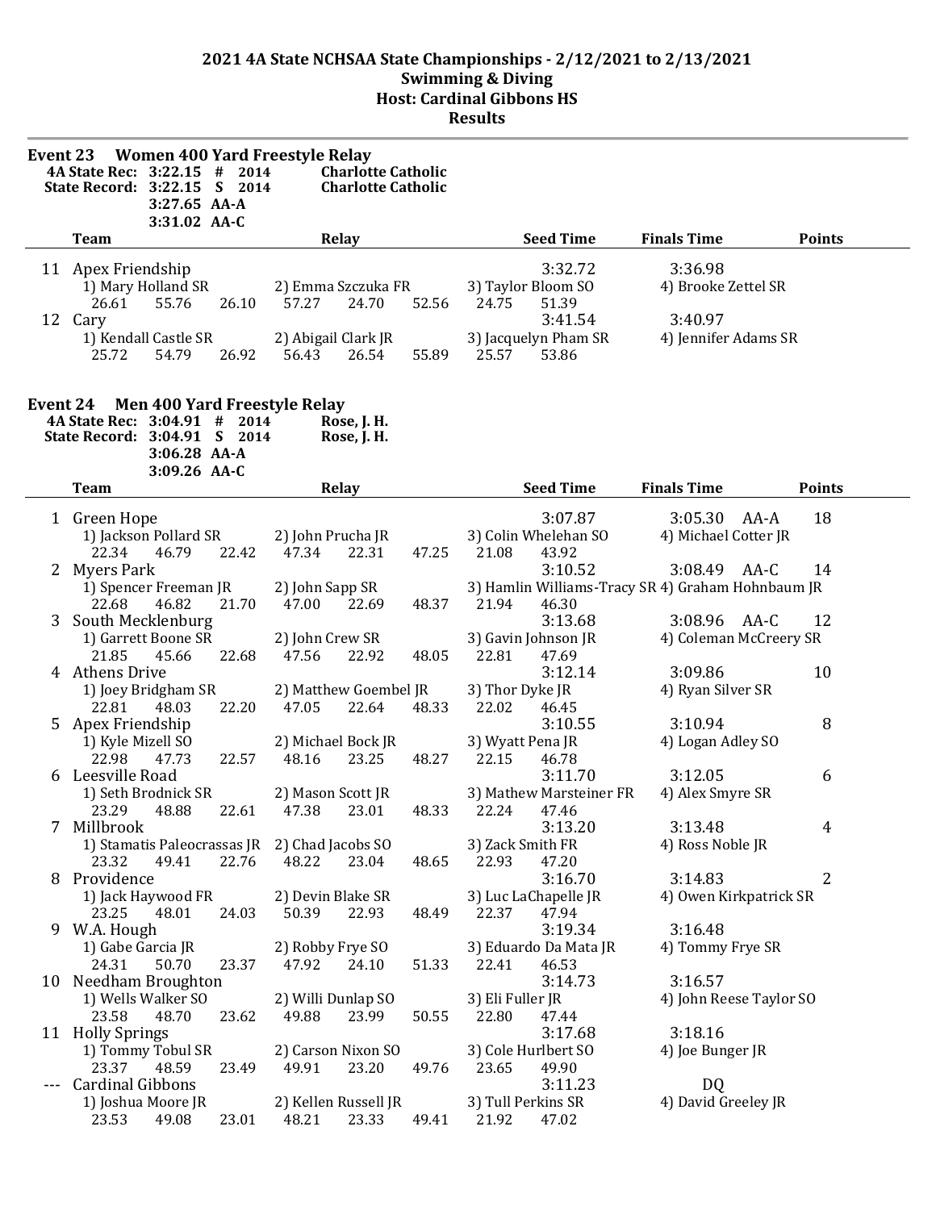## 2021 4A State NCHSAA State Championships - 2/12/2021 to 2/13/2021
## Swimming & Diving
## Host: Cardinal Gibbons HS
## Results

### Event 23 Women 400 Yard Freestyle Relay

4A State Rec: 3:22.15 # 2014 Charlotte Catholic
State Record: 3:22.15 S 2014 Charlotte Catholic
3:27.65 AA-A
3:31.02 AA-C

| | Team | Relay | Seed Time | Finals Time | Points |
|---|---|---|---|---|---|
| 11 | Apex Friendship | | 3:32.72 | 3:36.98 | |
| | | 1) Mary Holland SR; 2) Emma Szczuka FR; 3) Taylor Bloom SO; 4) Brooke Zettel SR | | | |
| | | 26.61 55.76 26.10 57.27 24.70 52.56 24.75 51.39 | | | |
| 12 | Cary | | 3:41.54 | 3:40.97 | |
| | | 1) Kendall Castle SR; 2) Abigail Clark JR; 3) Jacquelyn Pham SR; 4) Jennifer Adams SR | | | |
| | | 25.72 54.79 26.92 56.43 26.54 55.89 25.57 53.86 | | | |

### Event 24 Men 400 Yard Freestyle Relay

4A State Rec: 3:04.91 # 2014 Rose, J. H.
State Record: 3:04.91 S 2014 Rose, J. H.
3:06.28 AA-A
3:09.26 AA-C

| | Team | Relay | Seed Time | Finals Time | Points |
|---|---|---|---|---|---|
| 1 | Green Hope | | 3:07.87 | 3:05.30 AA-A | 18 |
| | | 1) Jackson Pollard SR; 2) John Prucha JR; 3) Colin Whelehan SO; 4) Michael Cotter JR | | | |
| | | 22.34 46.79 22.42 47.34 22.31 47.25 21.08 43.92 | | | |
| 2 | Myers Park | | 3:10.52 | 3:08.49 AA-C | 14 |
| | | 1) Spencer Freeman JR; 2) John Sapp SR; 3) Hamlin Williams-Tracy SR; 4) Graham Hohnbaum JR | | | |
| | | 22.68 46.82 21.70 47.00 22.69 48.37 21.94 46.30 | | | |
| 3 | South Mecklenburg | | 3:13.68 | 3:08.96 AA-C | 12 |
| | | 1) Garrett Boone SR; 2) John Crew SR; 3) Gavin Johnson JR; 4) Coleman McCreery SR | | | |
| | | 21.85 45.66 22.68 47.56 22.92 48.05 22.81 47.69 | | | |
| 4 | Athens Drive | | 3:12.14 | 3:09.86 | 10 |
| | | 1) Joey Bridgham SR; 2) Matthew Goembel JR; 3) Thor Dyke JR; 4) Ryan Silver SR | | | |
| | | 22.81 48.03 22.20 47.05 22.64 48.33 22.02 46.45 | | | |
| 5 | Apex Friendship | | 3:10.55 | 3:10.94 | 8 |
| | | 1) Kyle Mizell SO; 2) Michael Bock JR; 3) Wyatt Pena JR; 4) Logan Adley SO | | | |
| | | 22.98 47.73 22.57 48.16 23.25 48.27 22.15 46.78 | | | |
| 6 | Leesville Road | | 3:11.70 | 3:12.05 | 6 |
| | | 1) Seth Brodnick SR; 2) Mason Scott JR; 3) Mathew Marsteiner FR; 4) Alex Smyre SR | | | |
| | | 23.29 48.88 22.61 47.38 23.01 48.33 22.24 47.46 | | | |
| 7 | Millbrook | | 3:13.20 | 3:13.48 | 4 |
| | | 1) Stamatis Paleocrassas JR; 2) Chad Jacobs SO; 3) Zack Smith FR; 4) Ross Noble JR | | | |
| | | 23.32 49.41 22.76 48.22 23.04 48.65 22.93 47.20 | | | |
| 8 | Providence | | 3:16.70 | 3:14.83 | 2 |
| | | 1) Jack Haywood FR; 2) Devin Blake SR; 3) Luc LaChapelle JR; 4) Owen Kirkpatrick SR | | | |
| | | 23.25 48.01 24.03 50.39 22.93 48.49 22.37 47.94 | | | |
| 9 | W.A. Hough | | 3:19.34 | 3:16.48 | |
| | | 1) Gabe Garcia JR; 2) Robby Frye SO; 3) Eduardo Da Mata JR; 4) Tommy Frye SR | | | |
| | | 24.31 50.70 23.37 47.92 24.10 51.33 22.41 46.53 | | | |
| 10 | Needham Broughton | | 3:14.73 | 3:16.57 | |
| | | 1) Wells Walker SO; 2) Willi Dunlap SO; 3) Eli Fuller JR; 4) John Reese Taylor SO | | | |
| | | 23.58 48.70 23.62 49.88 23.99 50.55 22.80 47.44 | | | |
| 11 | Holly Springs | | 3:17.68 | 3:18.16 | |
| | | 1) Tommy Tobul SR; 2) Carson Nixon SO; 3) Cole Hurlbert SO; 4) Joe Bunger JR | | | |
| | | 23.37 48.59 23.49 49.91 23.20 49.76 23.65 49.90 | | | |
| --- | Cardinal Gibbons | | 3:11.23 | DQ | |
| | | 1) Joshua Moore JR; 2) Kellen Russell JR; 3) Tull Perkins SR; 4) David Greeley JR | | | |
| | | 23.53 49.08 23.01 48.21 23.33 49.41 21.92 47.02 | | | |